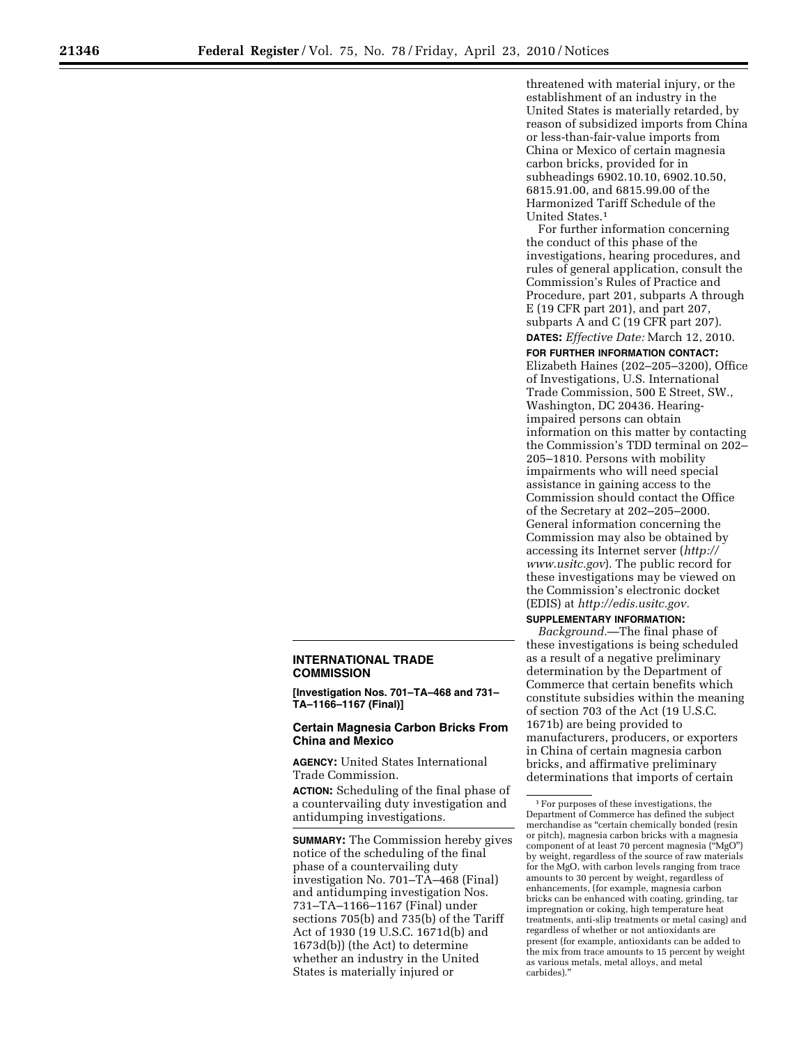## INTERNATIONAL TRADE COMMISSION

**[Investigation Nos. 701–TA–468 and 731–TA–1166–1167 (Final)]**

### Certain Magnesia Carbon Bricks From China and Mexico

**AGENCY:** United States International Trade Commission.

**ACTION:** Scheduling of the final phase of a countervailing duty investigation and antidumping investigations.

**SUMMARY:** The Commission hereby gives notice of the scheduling of the final phase of a countervailing duty investigation No. 701–TA–468 (Final) and antidumping investigation Nos. 731–TA–1166–1167 (Final) under sections 705(b) and 735(b) of the Tariff Act of 1930 (19 U.S.C. 1671d(b) and 1673d(b)) (the Act) to determine whether an industry in the United States is materially injured or threatened with material injury, or the establishment of an industry in the United States is materially retarded, by reason of subsidized imports from China or less-than-fair-value imports from China or Mexico of certain magnesia carbon bricks, provided for in subheadings 6902.10.10, 6902.10.50, 6815.91.00, and 6815.99.00 of the Harmonized Tariff Schedule of the United States.[1]

For further information concerning the conduct of this phase of the investigations, hearing procedures, and rules of general application, consult the Commission's Rules of Practice and Procedure, part 201, subparts A through E (19 CFR part 201), and part 207, subparts A and C (19 CFR part 207).

**DATES:** *Effective Date:* March 12, 2010.

**FOR FURTHER INFORMATION CONTACT:** Elizabeth Haines (202–205–3200), Office of Investigations, U.S. International Trade Commission, 500 E Street, SW., Washington, DC 20436. Hearing-impaired persons can obtain information on this matter by contacting the Commission's TDD terminal on 202–205–1810. Persons with mobility impairments who will need special assistance in gaining access to the Commission should contact the Office of the Secretary at 202–205–2000. General information concerning the Commission may also be obtained by accessing its Internet server (*http://www.usitc.gov*). The public record for these investigations may be viewed on the Commission's electronic docket (EDIS) at *http://edis.usitc.gov.*

**SUPPLEMENTARY INFORMATION:**

*Background.*—The final phase of these investigations is being scheduled as a result of a negative preliminary determination by the Department of Commerce that certain benefits which constitute subsidies within the meaning of section 703 of the Act (19 U.S.C. 1671b) are being provided to manufacturers, producers, or exporters in China of certain magnesia carbon bricks, and affirmative preliminary determinations that imports of certain

[1] For purposes of these investigations, the Department of Commerce has defined the subject merchandise as "certain chemically bonded (resin or pitch), magnesia carbon bricks with a magnesia component of at least 70 percent magnesia ("MgO") by weight, regardless of the source of raw materials for the MgO, with carbon levels ranging from trace amounts to 30 percent by weight, regardless of enhancements, (for example, magnesia carbon bricks can be enhanced with coating, grinding, tar impregnation or coking, high temperature heat treatments, anti-slip treatments or metal casing) and regardless of whether or not antioxidants are present (for example, antioxidants can be added to the mix from trace amounts to 15 percent by weight as various metals, metal alloys, and metal carbides)."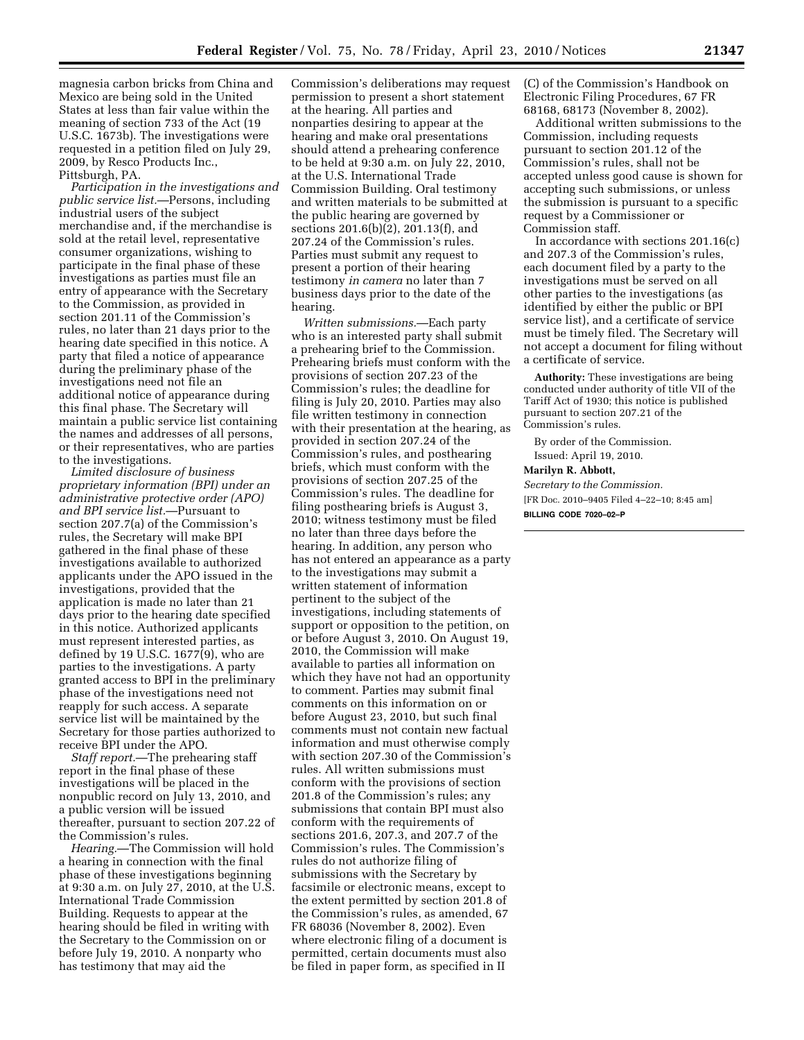magnesia carbon bricks from China and Mexico are being sold in the United States at less than fair value within the meaning of section 733 of the Act (19 U.S.C. 1673b). The investigations were requested in a petition filed on July 29, 2009, by Resco Products Inc., Pittsburgh, PA.

*Participation in the investigations and public service list.*—Persons, including industrial users of the subject merchandise and, if the merchandise is sold at the retail level, representative consumer organizations, wishing to participate in the final phase of these investigations as parties must file an entry of appearance with the Secretary to the Commission, as provided in section 201.11 of the Commission's rules, no later than 21 days prior to the hearing date specified in this notice. A party that filed a notice of appearance during the preliminary phase of the investigations need not file an additional notice of appearance during this final phase. The Secretary will maintain a public service list containing the names and addresses of all persons, or their representatives, who are parties to the investigations.

*Limited disclosure of business proprietary information (BPI) under an administrative protective order (APO) and BPI service list.*—Pursuant to section 207.7(a) of the Commission's rules, the Secretary will make BPI gathered in the final phase of these investigations available to authorized applicants under the APO issued in the investigations, provided that the application is made no later than 21 days prior to the hearing date specified in this notice. Authorized applicants must represent interested parties, as defined by 19 U.S.C. 1677(9), who are parties to the investigations. A party granted access to BPI in the preliminary phase of the investigations need not reapply for such access. A separate service list will be maintained by the Secretary for those parties authorized to receive BPI under the APO.

*Staff report.*—The prehearing staff report in the final phase of these investigations will be placed in the nonpublic record on July 13, 2010, and a public version will be issued thereafter, pursuant to section 207.22 of the Commission's rules.

*Hearing.*—The Commission will hold a hearing in connection with the final phase of these investigations beginning at 9:30 a.m. on July 27, 2010, at the U.S. International Trade Commission Building. Requests to appear at the hearing should be filed in writing with the Secretary to the Commission on or before July 19, 2010. A nonparty who has testimony that may aid the Commission's deliberations may request permission to present a short statement at the hearing. All parties and nonparties desiring to appear at the hearing and make oral presentations should attend a prehearing conference to be held at 9:30 a.m. on July 22, 2010, at the U.S. International Trade Commission Building. Oral testimony and written materials to be submitted at the public hearing are governed by sections 201.6(b)(2), 201.13(f), and 207.24 of the Commission's rules. Parties must submit any request to present a portion of their hearing testimony *in camera* no later than 7 business days prior to the date of the hearing.

*Written submissions.*—Each party who is an interested party shall submit a prehearing brief to the Commission. Prehearing briefs must conform with the provisions of section 207.23 of the Commission's rules; the deadline for filing is July 20, 2010. Parties may also file written testimony in connection with their presentation at the hearing, as provided in section 207.24 of the Commission's rules, and posthearing briefs, which must conform with the provisions of section 207.25 of the Commission's rules. The deadline for filing posthearing briefs is August 3, 2010; witness testimony must be filed no later than three days before the hearing. In addition, any person who has not entered an appearance as a party to the investigations may submit a written statement of information pertinent to the subject of the investigations, including statements of support or opposition to the petition, on or before August 3, 2010. On August 19, 2010, the Commission will make available to parties all information on which they have not had an opportunity to comment. Parties may submit final comments on this information on or before August 23, 2010, but such final comments must not contain new factual information and must otherwise comply with section 207.30 of the Commission's rules. All written submissions must conform with the provisions of section 201.8 of the Commission's rules; any submissions that contain BPI must also conform with the requirements of sections 201.6, 207.3, and 207.7 of the Commission's rules. The Commission's rules do not authorize filing of submissions with the Secretary by facsimile or electronic means, except to the extent permitted by section 201.8 of the Commission's rules, as amended, 67 FR 68036 (November 8, 2002). Even where electronic filing of a document is permitted, certain documents must also be filed in paper form, as specified in II (C) of the Commission's Handbook on Electronic Filing Procedures, 67 FR 68168, 68173 (November 8, 2002).

Additional written submissions to the Commission, including requests pursuant to section 201.12 of the Commission's rules, shall not be accepted unless good cause is shown for accepting such submissions, or unless the submission is pursuant to a specific request by a Commissioner or Commission staff.

In accordance with sections 201.16(c) and 207.3 of the Commission's rules, each document filed by a party to the investigations must be served on all other parties to the investigations (as identified by either the public or BPI service list), and a certificate of service must be timely filed. The Secretary will not accept a document for filing without a certificate of service.

**Authority:** These investigations are being conducted under authority of title VII of the Tariff Act of 1930; this notice is published pursuant to section 207.21 of the Commission's rules.

By order of the Commission.

Issued: April 19, 2010.

**Marilyn R. Abbott,**

*Secretary to the Commission.*

[FR Doc. 2010–9405 Filed 4–22–10; 8:45 am]

**BILLING CODE 7020–02–P**